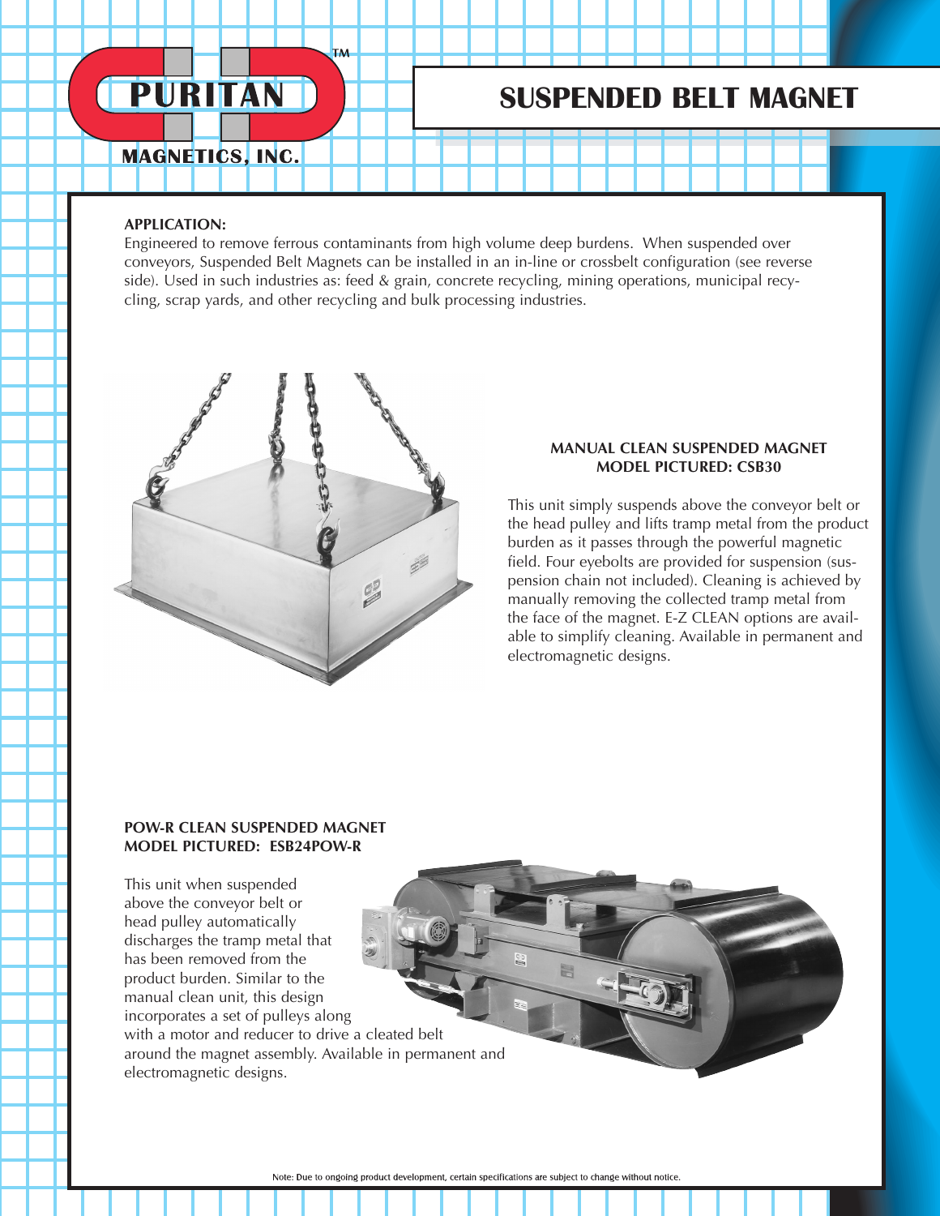PURITAN™

MAGNETICS, INC.

# SUSPENDED BELT MAGNET

**APPLICATION:**

Engineered to remove ferrous contaminants from high volume deep burdens. When suspended over conveyors, Suspended Belt Magnets can be installed in an in-line or crossbelt configuration (see reverse side). Used in such industries as: feed & grain, concrete recycling, mining operations, municipal recycling, scrap yards, and other recycling and bulk processing industries.

**MANUAL CLEAN SUSPENDED MAGNET**
**MODEL PICTURED: CSB30**

This unit simply suspends above the conveyor belt or the head pulley and lifts tramp metal from the product burden as it passes through the powerful magnetic field. Four eyebolts are provided for suspension (suspension chain not included). Cleaning is achieved by manually removing the collected tramp metal from the face of the magnet. E-Z CLEAN options are available to simplify cleaning. Available in permanent and electromagnetic designs.

**POW-R CLEAN SUSPENDED MAGNET**
**MODEL PICTURED: ESB24POW-R**

This unit when suspended above the conveyor belt or head pulley automatically discharges the tramp metal that has been removed from the product burden. Similar to the manual clean unit, this design incorporates a set of pulleys along with a motor and reducer to drive a cleated belt around the magnet assembly. Available in permanent and electromagnetic designs.

Note: Due to ongoing product development, certain specifications are subject to change without notice.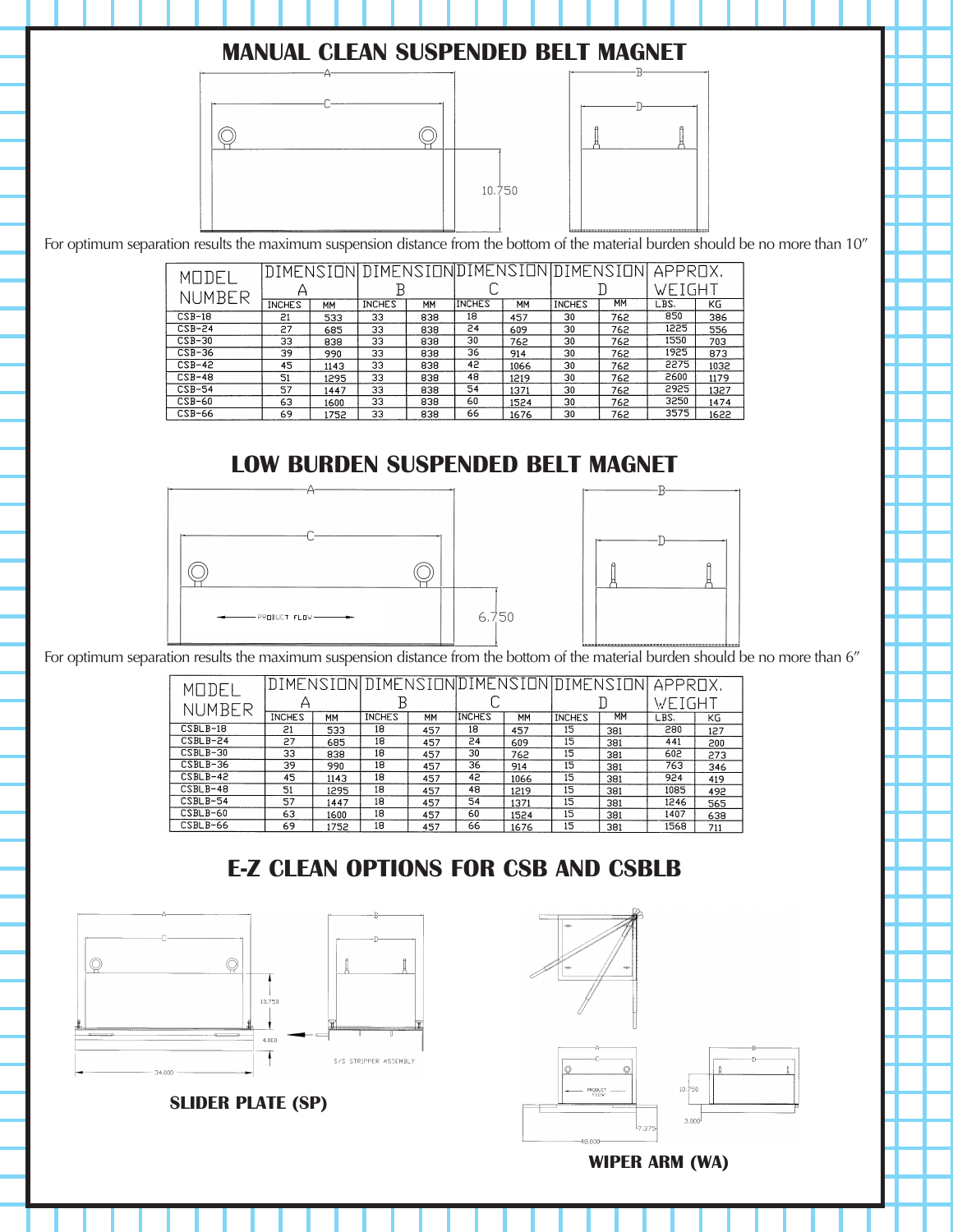## MANUAL CLEAN SUSPENDED BELT MAGNET

For optimum separation results the maximum suspension distance from the bottom of the material burden should be no more than 10″

| MODEL NUMBER | DIMENSION A | | DIMENSION B | | DIMENSION C | | DIMENSION D | | APPROX. WEIGHT | |
|---|---|---|---|---|---|---|---|---|---|---|
| | INCHES | MM | INCHES | MM | INCHES | MM | INCHES | MM | LBS. | KG |
| CSB-18 | 21 | 533 | 33 | 838 | 18 | 457 | 30 | 762 | 850 | 386 |
| CSB-24 | 27 | 685 | 33 | 838 | 24 | 609 | 30 | 762 | 1225 | 556 |
| CSB-30 | 33 | 838 | 33 | 838 | 30 | 762 | 30 | 762 | 1550 | 703 |
| CSB-36 | 39 | 990 | 33 | 838 | 36 | 914 | 30 | 762 | 1925 | 873 |
| CSB-42 | 45 | 1143 | 33 | 838 | 42 | 1066 | 30 | 762 | 2275 | 1032 |
| CSB-48 | 51 | 1295 | 33 | 838 | 48 | 1219 | 30 | 762 | 2600 | 1179 |
| CSB-54 | 57 | 1447 | 33 | 838 | 54 | 1371 | 30 | 762 | 2925 | 1327 |
| CSB-60 | 63 | 1600 | 33 | 838 | 60 | 1524 | 30 | 762 | 3250 | 1474 |
| CSB-66 | 69 | 1752 | 33 | 838 | 66 | 1676 | 30 | 762 | 3575 | 1622 |

## LOW BURDEN SUSPENDED BELT MAGNET

For optimum separation results the maximum suspension distance from the bottom of the material burden should be no more than 6″

| MODEL NUMBER | DIMENSION A | | DIMENSION B | | DIMENSION C | | DIMENSION D | | APPROX. WEIGHT | |
|---|---|---|---|---|---|---|---|---|---|---|
| | INCHES | MM | INCHES | MM | INCHES | MM | INCHES | MM | LBS. | KG |
| CSBLB-18 | 21 | 533 | 18 | 457 | 18 | 457 | 15 | 381 | 280 | 127 |
| CSBLB-24 | 27 | 685 | 18 | 457 | 24 | 609 | 15 | 381 | 441 | 200 |
| CSBLB-30 | 33 | 838 | 18 | 457 | 30 | 762 | 15 | 381 | 602 | 273 |
| CSBLB-36 | 39 | 990 | 18 | 457 | 36 | 914 | 15 | 381 | 763 | 346 |
| CSBLB-42 | 45 | 1143 | 18 | 457 | 42 | 1066 | 15 | 381 | 924 | 419 |
| CSBLB-48 | 51 | 1295 | 18 | 457 | 48 | 1219 | 15 | 381 | 1085 | 492 |
| CSBLB-54 | 57 | 1447 | 18 | 457 | 54 | 1371 | 15 | 381 | 1246 | 565 |
| CSBLB-60 | 63 | 1600 | 18 | 457 | 60 | 1524 | 15 | 381 | 1407 | 638 |
| CSBLB-66 | 69 | 1752 | 18 | 457 | 66 | 1676 | 15 | 381 | 1568 | 711 |

## E-Z CLEAN OPTIONS FOR CSB AND CSBLB

**SLIDER PLATE (SP)**

**WIPER ARM (WA)**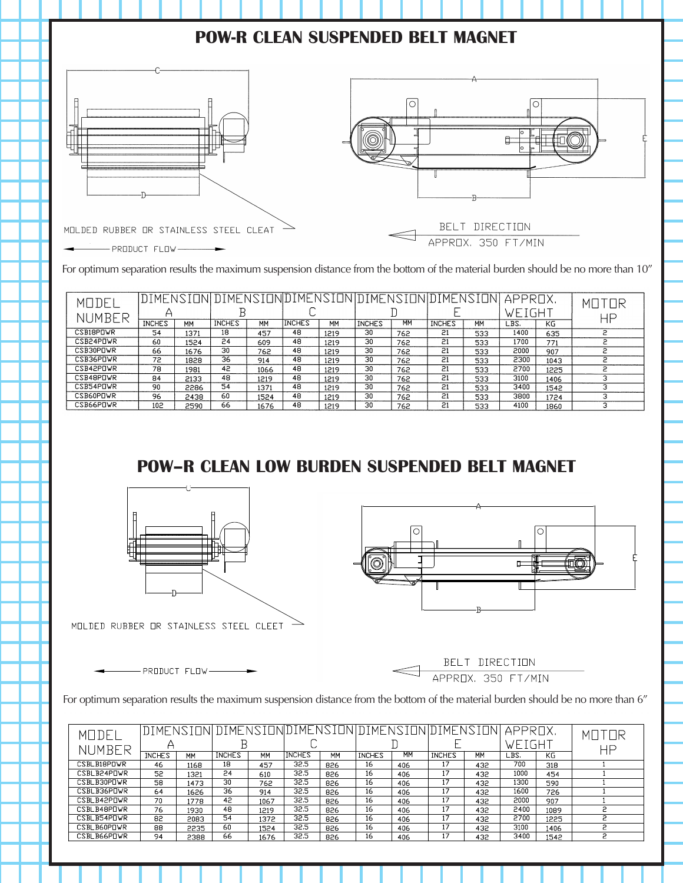# POW-R CLEAN SUSPENDED BELT MAGNET

MOLDED RUBBER OR STAINLESS STEEL CLEAT

PRODUCT FLOW

BELT DIRECTION

APPROX. 350 FT/MIN

For optimum separation results the maximum suspension distance from the bottom of the material burden should be no more than 10″

| MODEL NUMBER | DIMENSION A | | DIMENSION B | | DIMENSION C | | DIMENSION D | | DIMENSION E | | APPROX. WEIGHT | | MOTOR HP |
|---|---|---|---|---|---|---|---|---|---|---|---|---|---|
| | INCHES | MM | INCHES | MM | INCHES | MM | INCHES | MM | INCHES | MM | LBS. | KG | |
| CSB18POWR | 54 | 1371 | 18 | 457 | 48 | 1219 | 30 | 762 | 21 | 533 | 1400 | 635 | 2 |
| CSB24POWR | 60 | 1524 | 24 | 609 | 48 | 1219 | 30 | 762 | 21 | 533 | 1700 | 771 | 2 |
| CSB30POWR | 66 | 1676 | 30 | 762 | 48 | 1219 | 30 | 762 | 21 | 533 | 2000 | 907 | 2 |
| CSB36POWR | 72 | 1828 | 36 | 914 | 48 | 1219 | 30 | 762 | 21 | 533 | 2300 | 1043 | 2 |
| CSB42POWR | 78 | 1981 | 42 | 1066 | 48 | 1219 | 30 | 762 | 21 | 533 | 2700 | 1225 | 2 |
| CSB48POWR | 84 | 2133 | 48 | 1219 | 48 | 1219 | 30 | 762 | 21 | 533 | 3100 | 1406 | 3 |
| CSB54POWR | 90 | 2286 | 54 | 1371 | 48 | 1219 | 30 | 762 | 21 | 533 | 3400 | 1542 | 3 |
| CSB60POWR | 96 | 2438 | 60 | 1524 | 48 | 1219 | 30 | 762 | 21 | 533 | 3800 | 1724 | 3 |
| CSB66POWR | 102 | 2590 | 66 | 1676 | 48 | 1219 | 30 | 762 | 21 | 533 | 4100 | 1860 | 3 |

# POW-R CLEAN LOW BURDEN SUSPENDED BELT MAGNET

MOLDED RUBBER OR STAINLESS STEEL CLEET

PRODUCT FLOW

BELT DIRECTION

APPROX. 350 FT/MIN

For optimum separation results the maximum suspension distance from the bottom of the material burden should be no more than 6″

| MODEL NUMBER | DIMENSION A | | DIMENSION B | | DIMENSION C | | DIMENSION D | | DIMENSION E | | APPROX. WEIGHT | | MOTOR HP |
|---|---|---|---|---|---|---|---|---|---|---|---|---|---|
| | INCHES | MM | INCHES | MM | INCHES | MM | INCHES | MM | INCHES | MM | LBS. | KG | |
| CSBLB18POWR | 46 | 1168 | 18 | 457 | 32.5 | 826 | 16 | 406 | 17 | 432 | 700 | 318 | 1 |
| CSBLB24POWR | 52 | 1321 | 24 | 610 | 32.5 | 826 | 16 | 406 | 17 | 432 | 1000 | 454 | 1 |
| CSBLB30POWR | 58 | 1473 | 30 | 762 | 32.5 | 826 | 16 | 406 | 17 | 432 | 1300 | 590 | 1 |
| CSBLB36POWR | 64 | 1626 | 36 | 914 | 32.5 | 826 | 16 | 406 | 17 | 432 | 1600 | 726 | 1 |
| CSBLB42POWR | 70 | 1778 | 42 | 1067 | 32.5 | 826 | 16 | 406 | 17 | 432 | 2000 | 907 | 1 |
| CSBLB48POWR | 76 | 1930 | 48 | 1219 | 32.5 | 826 | 16 | 406 | 17 | 432 | 2400 | 1089 | 2 |
| CSBLB54POWR | 82 | 2083 | 54 | 1372 | 32.5 | 826 | 16 | 406 | 17 | 432 | 2700 | 1225 | 2 |
| CSBLB60POWR | 88 | 2235 | 60 | 1524 | 32.5 | 826 | 16 | 406 | 17 | 432 | 3100 | 1406 | 2 |
| CSBLB66POWR | 94 | 2388 | 66 | 1676 | 32.5 | 826 | 16 | 406 | 17 | 432 | 3400 | 1542 | 2 |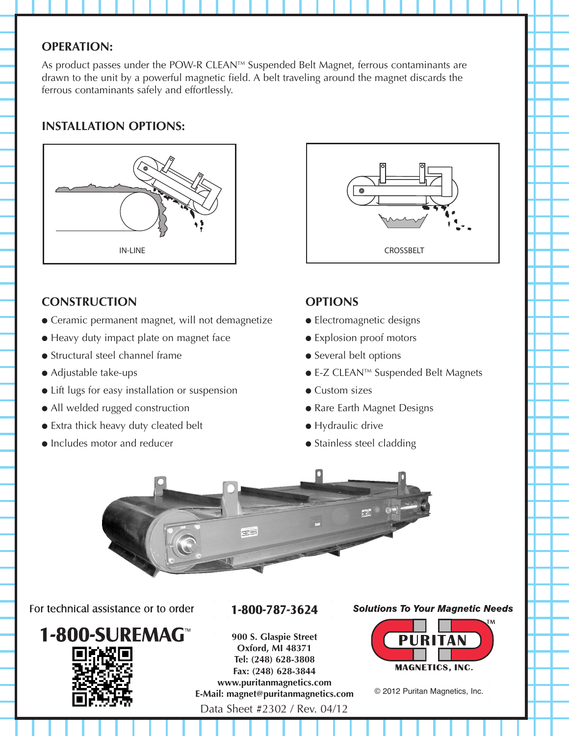## OPERATION:

As product passes under the POW-R CLEAN™ Suspended Belt Magnet, ferrous contaminants are drawn to the unit by a powerful magnetic field. A belt traveling around the magnet discards the ferrous contaminants safely and effortlessly.

## INSTALLATION OPTIONS:

IN-LINE

CROSSBELT

## CONSTRUCTION

- Ceramic permanent magnet, will not demagnetize
- Heavy duty impact plate on magnet face
- Structural steel channel frame
- Adjustable take-ups
- Lift lugs for easy installation or suspension
- All welded rugged construction
- Extra thick heavy duty cleated belt
- Includes motor and reducer

## OPTIONS

- Electromagnetic designs
- Explosion proof motors
- Several belt options
- E-Z CLEAN™ Suspended Belt Magnets
- Custom sizes
- Rare Earth Magnet Designs
- Hydraulic drive
- Stainless steel cladding

For technical assistance or to order

**1-800-SUREMAG™**

**1-800-787-3624**

**900 S. Glaspie Street**
**Oxford, MI 48371**
**Tel: (248) 628-3808**
**Fax: (248) 628-3844**
**www.puritanmagnetics.com**
**E-Mail: magnet@puritanmagnetics.com**

Data Sheet #2302 / Rev. 04/12

***Solutions To Your Magnetic Needs***

PURITAN™ MAGNETICS, INC.

© 2012 Puritan Magnetics, Inc.